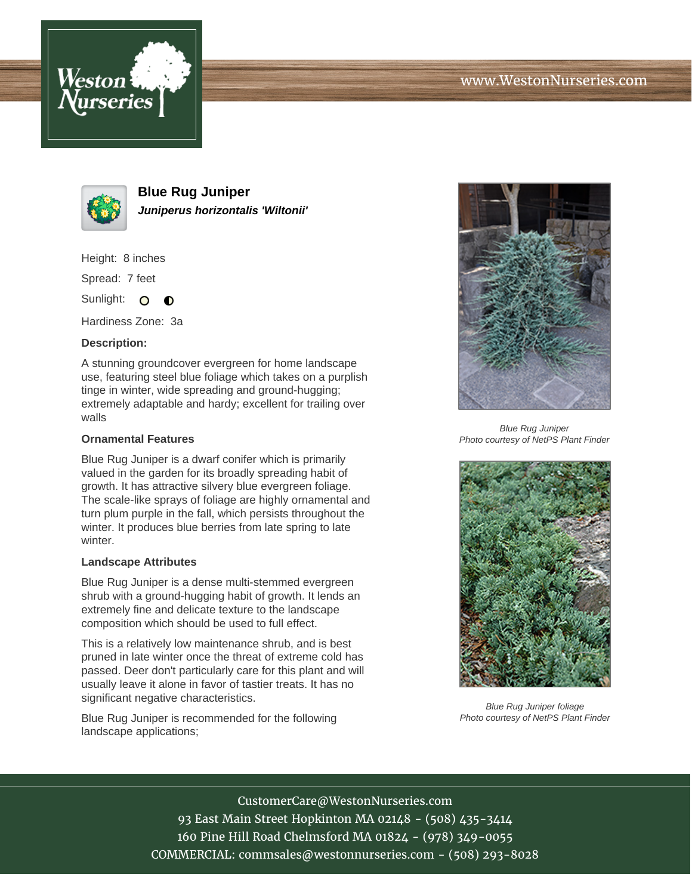# Blue Rug Juniper

***Juniperus horizontalis 'Wiltonii'***

Height: 8 inches

Spread: 7 feet

Sunlight: ○ ◐

Hardiness Zone: 3a

**Description:**

A stunning groundcover evergreen for home landscape use, featuring steel blue foliage which takes on a purplish tinge in winter, wide spreading and ground-hugging; extremely adaptable and hardy; excellent for trailing over walls

### Ornamental Features

Blue Rug Juniper is a dwarf conifer which is primarily valued in the garden for its broadly spreading habit of growth. It has attractive silvery blue evergreen foliage. The scale-like sprays of foliage are highly ornamental and turn plum purple in the fall, which persists throughout the winter. It produces blue berries from late spring to late winter.

### Landscape Attributes

Blue Rug Juniper is a dense multi-stemmed evergreen shrub with a ground-hugging habit of growth. It lends an extremely fine and delicate texture to the landscape composition which should be used to full effect.

This is a relatively low maintenance shrub, and is best pruned in late winter once the threat of extreme cold has passed. Deer don't particularly care for this plant and will usually leave it alone in favor of tastier treats. It has no significant negative characteristics.

Blue Rug Juniper is recommended for the following landscape applications;

*Blue Rug Juniper*
*Photo courtesy of NetPS Plant Finder*

*Blue Rug Juniper foliage*
*Photo courtesy of NetPS Plant Finder*

CustomerCare@WestonNurseries.com
93 East Main Street Hopkinton MA 02148 - (508) 435-3414
160 Pine Hill Road Chelmsford MA 01824 - (978) 349-0055
COMMERCIAL: commsales@westonnurseries.com - (508) 293-8028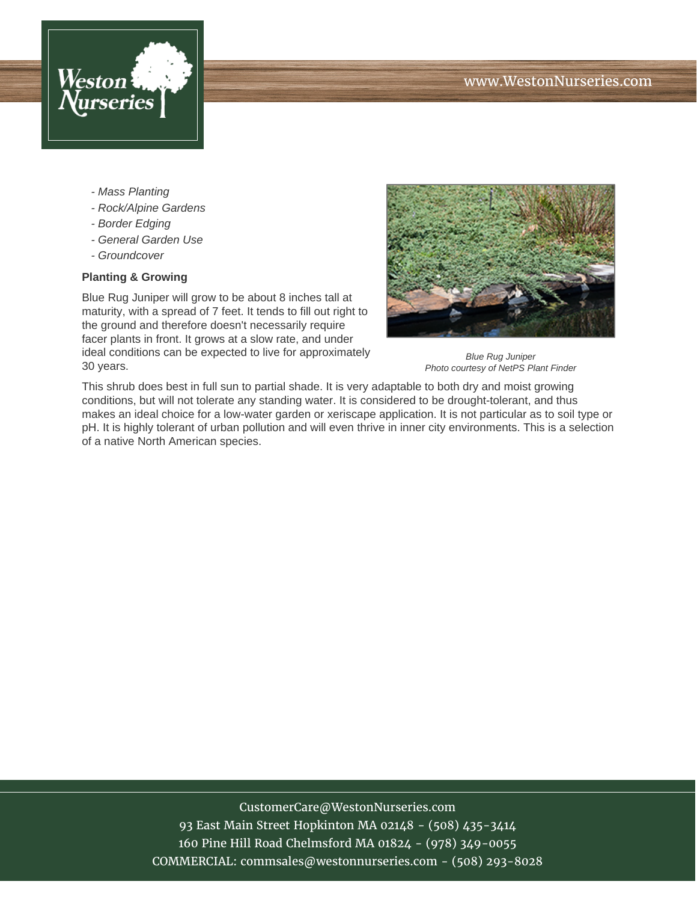- *Mass Planting*
- *Rock/Alpine Gardens*
- *Border Edging*
- *General Garden Use*
- *Groundcover*

**Planting & Growing**

Blue Rug Juniper will grow to be about 8 inches tall at maturity, with a spread of 7 feet. It tends to fill out right to the ground and therefore doesn't necessarily require facer plants in front. It grows at a slow rate, and under ideal conditions can be expected to live for approximately 30 years.

*Blue Rug Juniper*
*Photo courtesy of NetPS Plant Finder*

This shrub does best in full sun to partial shade. It is very adaptable to both dry and moist growing conditions, but will not tolerate any standing water. It is considered to be drought-tolerant, and thus makes an ideal choice for a low-water garden or xeriscape application. It is not particular as to soil type or pH. It is highly tolerant of urban pollution and will even thrive in inner city environments. This is a selection of a native North American species.